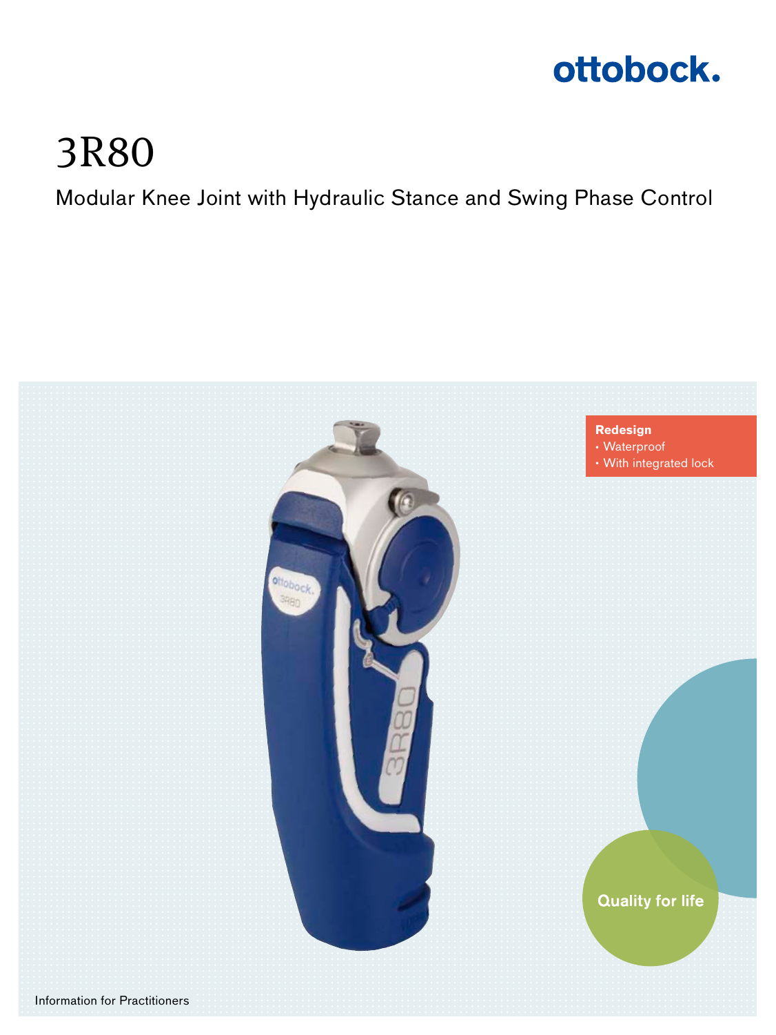ottobock.

# 3R80

## Modular Knee Joint with Hydraulic Stance and Swing Phase Control

**Redesign**
- Waterproof
- With integrated lock

Quality for life

Information for Practitioners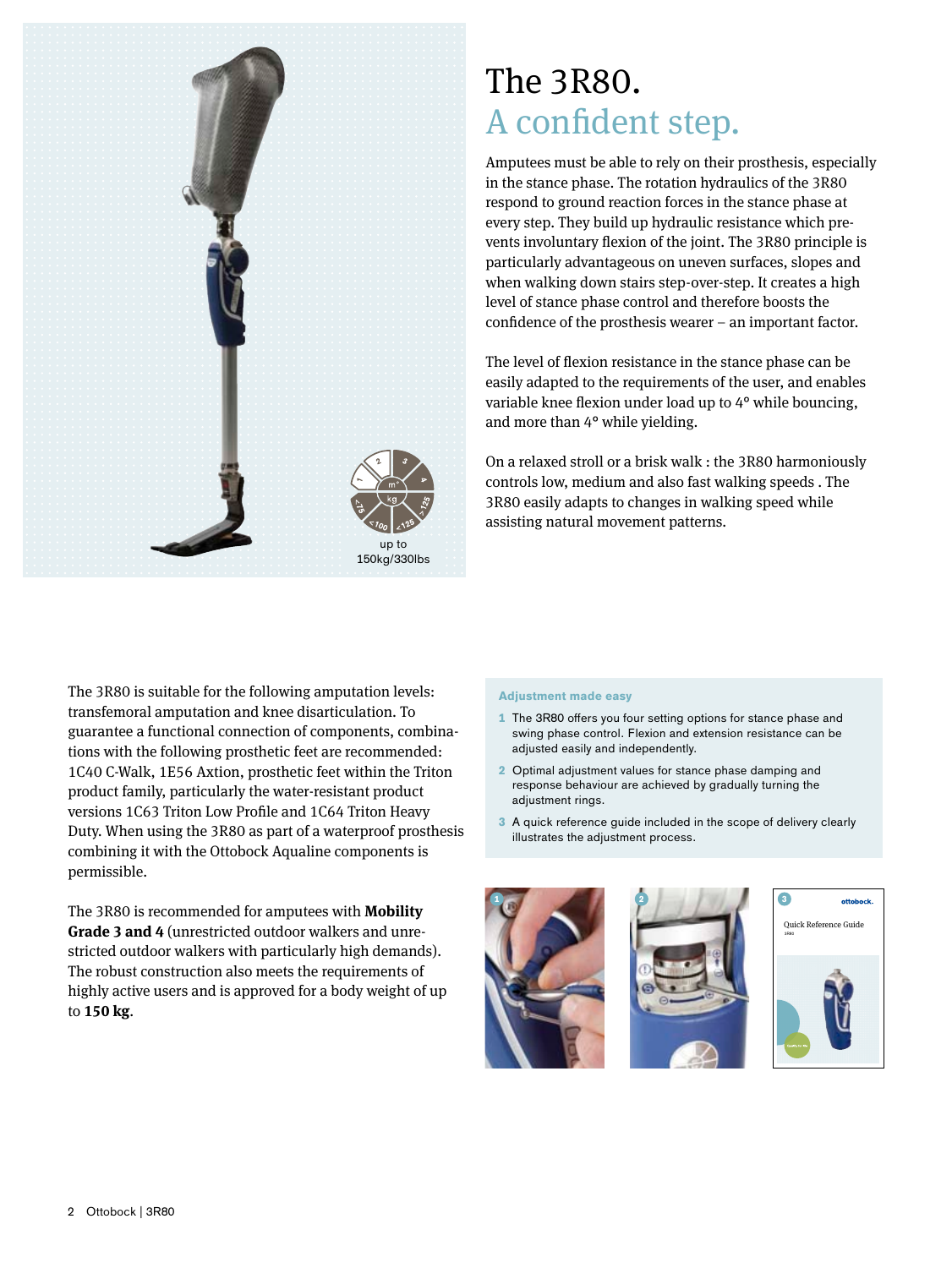up to
150kg/330lbs

# The 3R80.
## A confident step.

Amputees must be able to rely on their prosthesis, especially in the stance phase. The rotation hydraulics of the 3R80 respond to ground reaction forces in the stance phase at every step. They build up hydraulic resistance which prevents involuntary flexion of the joint. The 3R80 principle is particularly advantageous on uneven surfaces, slopes and when walking down stairs step-over-step. It creates a high level of stance phase control and therefore boosts the confidence of the prosthesis wearer – an important factor.

The level of flexion resistance in the stance phase can be easily adapted to the requirements of the user, and enables variable knee flexion under load up to 4° while bouncing, and more than 4° while yielding.

On a relaxed stroll or a brisk walk : the 3R80 harmoniously controls low, medium and also fast walking speeds . The 3R80 easily adapts to changes in walking speed while assisting natural movement patterns.

The 3R80 is suitable for the following amputation levels: transfemoral amputation and knee disarticulation. To guarantee a functional connection of components, combinations with the following prosthetic feet are recommended: 1C40 C-Walk, 1E56 Axtion, prosthetic feet within the Triton product family, particularly the water-resistant product versions 1C63 Triton Low Profile and 1C64 Triton Heavy Duty. When using the 3R80 as part of a waterproof prosthesis combining it with the Ottobock Aqualine components is permissible.

The 3R80 is recommended for amputees with **Mobility Grade 3 and 4** (unrestricted outdoor walkers and unrestricted outdoor walkers with particularly high demands). The robust construction also meets the requirements of highly active users and is approved for a body weight of up to **150 kg**.

### Adjustment made easy

1. The 3R80 offers you four setting options for stance phase and swing phase control. Flexion and extension resistance can be adjusted easily and independently.
2. Optimal adjustment values for stance phase damping and response behaviour are achieved by gradually turning the adjustment rings.
3. A quick reference guide included in the scope of delivery clearly illustrates the adjustment process.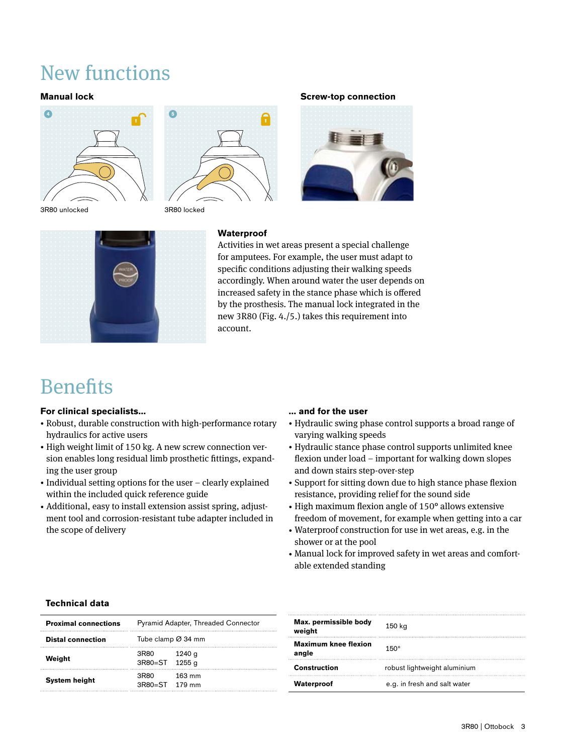# New functions

**Manual lock**

3R80 unlocked

3R80 locked

**Screw-top connection**

**Waterproof**

Activities in wet areas present a special challenge for amputees. For example, the user must adapt to specific conditions adjusting their walking speeds accordingly. When around water the user depends on increased safety in the stance phase which is offered by the prosthesis. The manual lock integrated in the new 3R80 (Fig. 4./5.) takes this requirement into account.

# Benefits

**For clinical specialists...**

- Robust, durable construction with high-performance rotary hydraulics for active users
- High weight limit of 150 kg. A new screw connection version enables long residual limb prosthetic fittings, expanding the user group
- Individual setting options for the user – clearly explained within the included quick reference guide
- Additional, easy to install extension assist spring, adjustment tool and corrosion-resistant tube adapter included in the scope of delivery

**... and for the user**

- Hydraulic swing phase control supports a broad range of varying walking speeds
- Hydraulic stance phase control supports unlimited knee flexion under load – important for walking down slopes and down stairs step-over-step
- Support for sitting down due to high stance phase flexion resistance, providing relief for the sound side
- High maximum flexion angle of 150° allows extensive freedom of movement, for example when getting into a car
- Waterproof construction for use in wet areas, e.g. in the shower or at the pool
- Manual lock for improved safety in wet areas and comfortable extended standing

**Technical data**

| | |
|---|---|
| **Proximal connections** | Pyramid Adapter, Threaded Connector |
| **Distal connection** | Tube clamp Ø 34 mm |
| **Weight** | 3R80 1240 g<br>3R80=ST 1255 g |
| **System height** | 3R80 163 mm<br>3R80=ST 179 mm |

| | |
|---|---|
| **Max. permissible body weight** | 150 kg |
| **Maximum knee flexion angle** | 150° |
| **Construction** | robust lightweight aluminium |
| **Waterproof** | e.g. in fresh and salt water |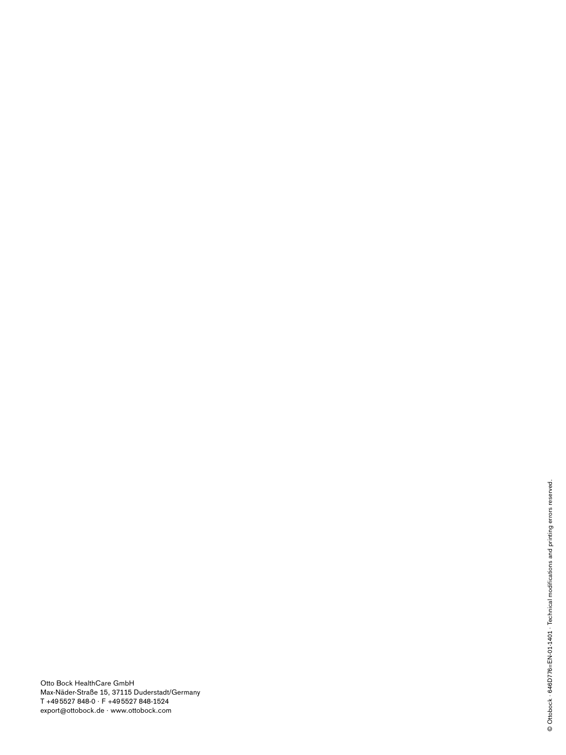Otto Bock HealthCare GmbH
Max-Näder-Straße 15, 37115 Duderstadt/Germany
T +49 5527 848-0 · F +49 5527 848-1524
export@ottobock.de · www.ottobock.com

© Ottobock · 646D776=EN-01-1401 · Technical modifications and printing errors reserved.